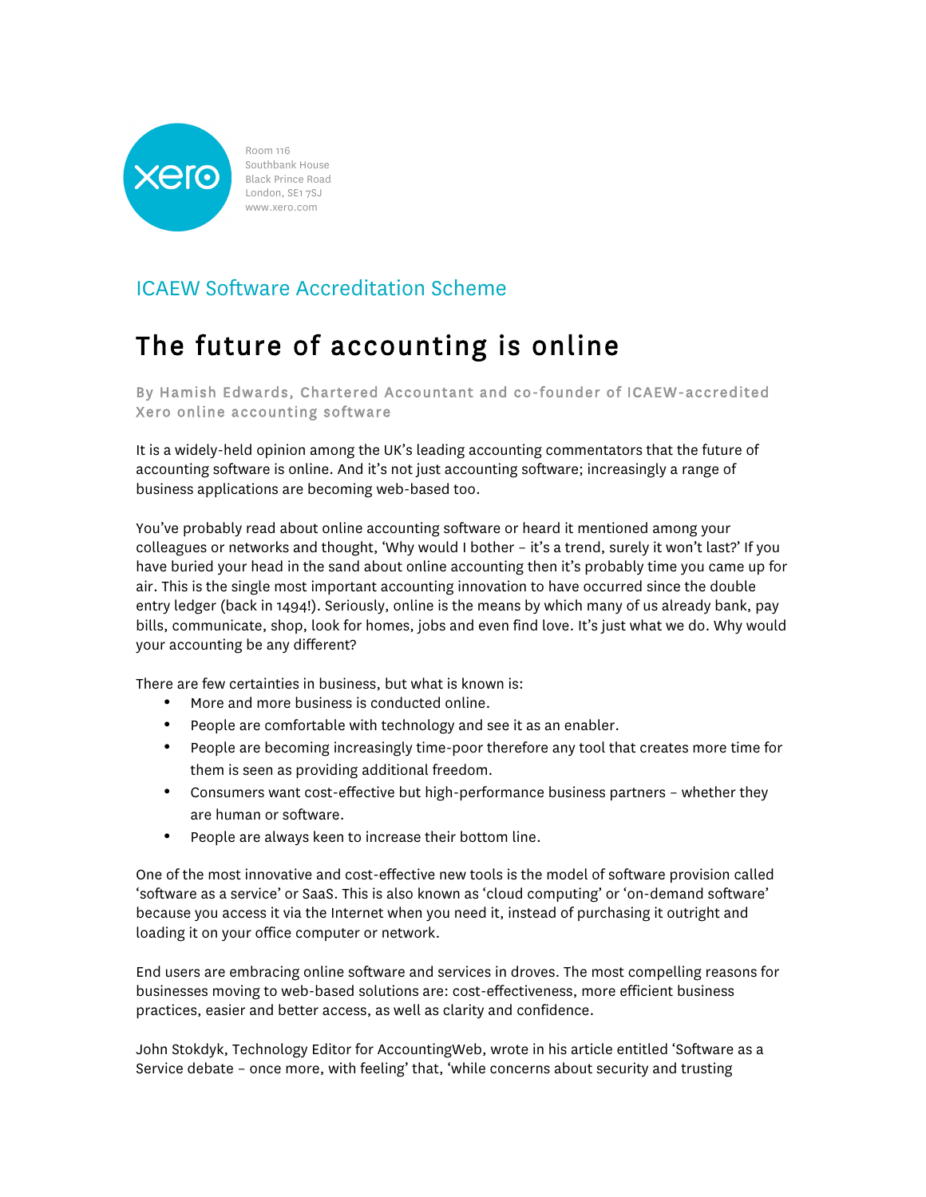Room 116
Southbank House
Black Prince Road
London, SE1 7SJ
www.xero.com

## ICAEW Software Accreditation Scheme

# The future of accounting is online

**By Hamish Edwards, Chartered Accountant and co-founder of ICAEW-accredited Xero online accounting software**

It is a widely-held opinion among the UK's leading accounting commentators that the future of accounting software is online. And it's not just accounting software; increasingly a range of business applications are becoming web-based too.

You've probably read about online accounting software or heard it mentioned among your colleagues or networks and thought, 'Why would I bother – it's a trend, surely it won't last?' If you have buried your head in the sand about online accounting then it's probably time you came up for air. This is the single most important accounting innovation to have occurred since the double entry ledger (back in 1494!). Seriously, online is the means by which many of us already bank, pay bills, communicate, shop, look for homes, jobs and even find love. It's just what we do. Why would your accounting be any different?

There are few certainties in business, but what is known is:

- More and more business is conducted online.
- People are comfortable with technology and see it as an enabler.
- People are becoming increasingly time-poor therefore any tool that creates more time for them is seen as providing additional freedom.
- Consumers want cost-effective but high-performance business partners – whether they are human or software.
- People are always keen to increase their bottom line.

One of the most innovative and cost-effective new tools is the model of software provision called 'software as a service' or SaaS. This is also known as 'cloud computing' or 'on-demand software' because you access it via the Internet when you need it, instead of purchasing it outright and loading it on your office computer or network.

End users are embracing online software and services in droves. The most compelling reasons for businesses moving to web-based solutions are: cost-effectiveness, more efficient business practices, easier and better access, as well as clarity and confidence.

John Stokdyk, Technology Editor for AccountingWeb, wrote in his article entitled 'Software as a Service debate – once more, with feeling' that, 'while concerns about security and trusting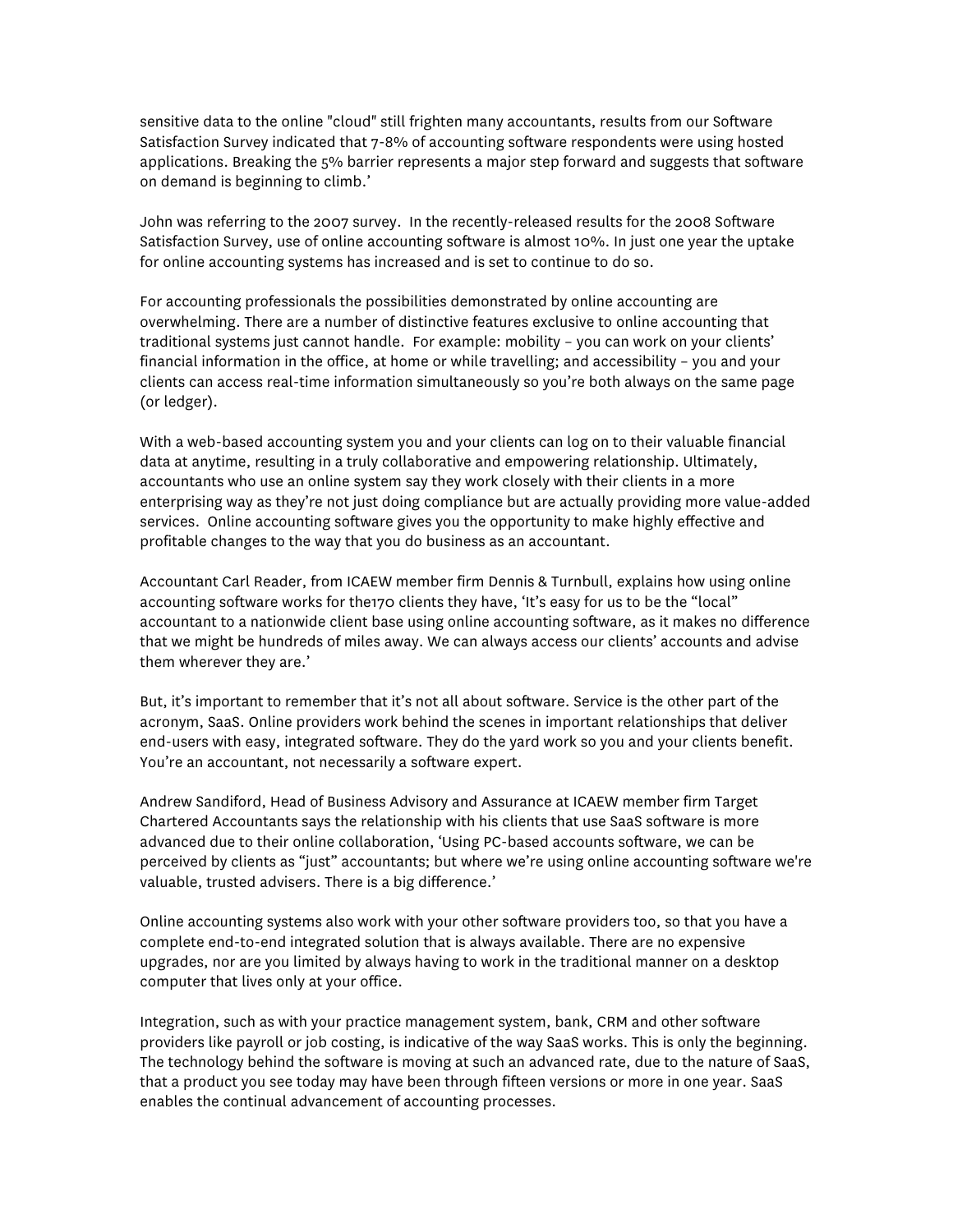sensitive data to the online "cloud" still frighten many accountants, results from our Software Satisfaction Survey indicated that 7-8% of accounting software respondents were using hosted applications. Breaking the 5% barrier represents a major step forward and suggests that software on demand is beginning to climb.'

John was referring to the 2007 survey. In the recently-released results for the 2008 Software Satisfaction Survey, use of online accounting software is almost 10%. In just one year the uptake for online accounting systems has increased and is set to continue to do so.

For accounting professionals the possibilities demonstrated by online accounting are overwhelming. There are a number of distinctive features exclusive to online accounting that traditional systems just cannot handle. For example: mobility – you can work on your clients' financial information in the office, at home or while travelling; and accessibility – you and your clients can access real-time information simultaneously so you're both always on the same page (or ledger).

With a web-based accounting system you and your clients can log on to their valuable financial data at anytime, resulting in a truly collaborative and empowering relationship. Ultimately, accountants who use an online system say they work closely with their clients in a more enterprising way as they're not just doing compliance but are actually providing more value-added services. Online accounting software gives you the opportunity to make highly effective and profitable changes to the way that you do business as an accountant.

Accountant Carl Reader, from ICAEW member firm Dennis & Turnbull, explains how using online accounting software works for the170 clients they have, 'It's easy for us to be the "local" accountant to a nationwide client base using online accounting software, as it makes no difference that we might be hundreds of miles away. We can always access our clients' accounts and advise them wherever they are.'

But, it's important to remember that it's not all about software. Service is the other part of the acronym, SaaS. Online providers work behind the scenes in important relationships that deliver end-users with easy, integrated software. They do the yard work so you and your clients benefit. You're an accountant, not necessarily a software expert.

Andrew Sandiford, Head of Business Advisory and Assurance at ICAEW member firm Target Chartered Accountants says the relationship with his clients that use SaaS software is more advanced due to their online collaboration, 'Using PC-based accounts software, we can be perceived by clients as "just" accountants; but where we're using online accounting software we're valuable, trusted advisers. There is a big difference.'

Online accounting systems also work with your other software providers too, so that you have a complete end-to-end integrated solution that is always available. There are no expensive upgrades, nor are you limited by always having to work in the traditional manner on a desktop computer that lives only at your office.

Integration, such as with your practice management system, bank, CRM and other software providers like payroll or job costing, is indicative of the way SaaS works. This is only the beginning. The technology behind the software is moving at such an advanced rate, due to the nature of SaaS, that a product you see today may have been through fifteen versions or more in one year. SaaS enables the continual advancement of accounting processes.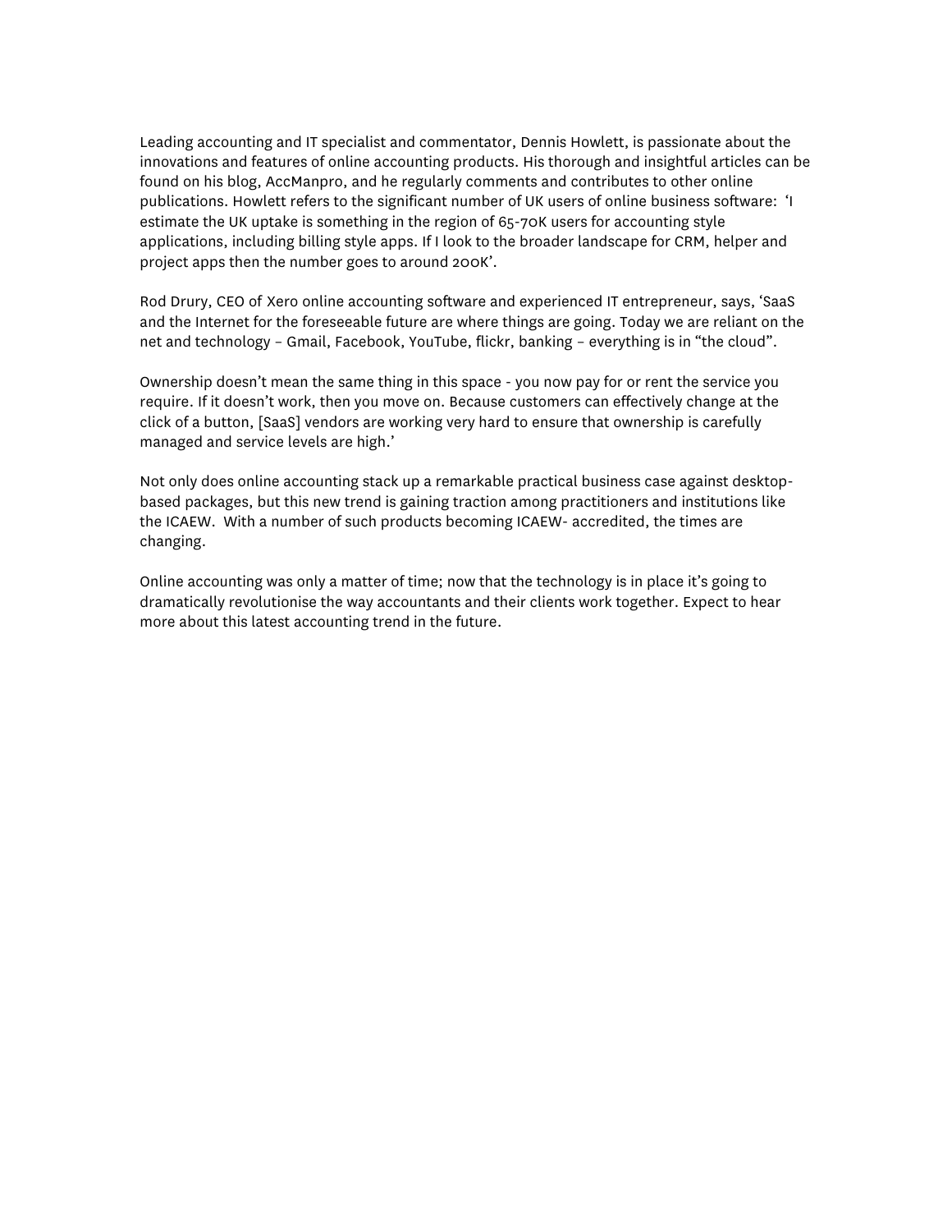Leading accounting and IT specialist and commentator, Dennis Howlett, is passionate about the innovations and features of online accounting products. His thorough and insightful articles can be found on his blog, AccManpro, and he regularly comments and contributes to other online publications. Howlett refers to the significant number of UK users of online business software: 'I estimate the UK uptake is something in the region of 65-70K users for accounting style applications, including billing style apps. If I look to the broader landscape for CRM, helper and project apps then the number goes to around 200K'.

Rod Drury, CEO of Xero online accounting software and experienced IT entrepreneur, says, 'SaaS and the Internet for the foreseeable future are where things are going. Today we are reliant on the net and technology – Gmail, Facebook, YouTube, flickr, banking – everything is in "the cloud".

Ownership doesn't mean the same thing in this space - you now pay for or rent the service you require. If it doesn't work, then you move on. Because customers can effectively change at the click of a button, [SaaS] vendors are working very hard to ensure that ownership is carefully managed and service levels are high.'

Not only does online accounting stack up a remarkable practical business case against desktop-based packages, but this new trend is gaining traction among practitioners and institutions like the ICAEW. With a number of such products becoming ICAEW- accredited, the times are changing.

Online accounting was only a matter of time; now that the technology is in place it's going to dramatically revolutionise the way accountants and their clients work together. Expect to hear more about this latest accounting trend in the future.